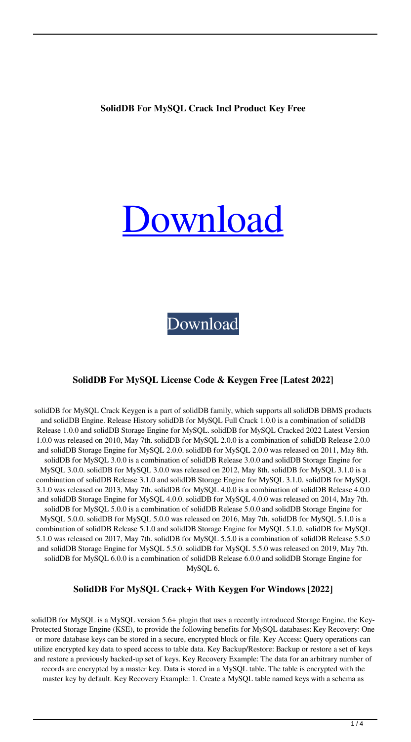**SolidDB For MySQL Crack Incl Product Key Free**

# Download

Download

### SolidDB For MySQL License Code & Keygen Free [Latest 2022]

solidDB for MySQL Crack Keygen is a part of solidDB family, which supports all solidDB DBMS products and solidDB Engine. Release History solidDB for MySQL Full Crack 1.0.0 is a combination of solidDB Release 1.0.0 and solidDB Storage Engine for MySQL. solidDB for MySQL Cracked 2022 Latest Version 1.0.0 was released on 2010, May 7th. solidDB for MySQL 2.0.0 is a combination of solidDB Release 2.0.0 and solidDB Storage Engine for MySQL 2.0.0. solidDB for MySQL 2.0.0 was released on 2011, May 8th. solidDB for MySQL 3.0.0 is a combination of solidDB Release 3.0.0 and solidDB Storage Engine for MySQL 3.0.0. solidDB for MySQL 3.0.0 was released on 2012, May 8th. solidDB for MySQL 3.1.0 is a combination of solidDB Release 3.1.0 and solidDB Storage Engine for MySQL 3.1.0. solidDB for MySQL 3.1.0 was released on 2013, May 7th. solidDB for MySQL 4.0.0 is a combination of solidDB Release 4.0.0 and solidDB Storage Engine for MySQL 4.0.0. solidDB for MySQL 4.0.0 was released on 2014, May 7th. solidDB for MySQL 5.0.0 is a combination of solidDB Release 5.0.0 and solidDB Storage Engine for MySQL 5.0.0. solidDB for MySQL 5.0.0 was released on 2016, May 7th. solidDB for MySQL 5.1.0 is a combination of solidDB Release 5.1.0 and solidDB Storage Engine for MySQL 5.1.0. solidDB for MySQL 5.1.0 was released on 2017, May 7th. solidDB for MySQL 5.5.0 is a combination of solidDB Release 5.5.0 and solidDB Storage Engine for MySQL 5.5.0. solidDB for MySQL 5.5.0 was released on 2019, May 7th. solidDB for MySQL 6.0.0 is a combination of solidDB Release 6.0.0 and solidDB Storage Engine for MySQL 6.

### SolidDB For MySQL Crack+ With Keygen For Windows [2022]

solidDB for MySQL is a MySQL version 5.6+ plugin that uses a recently introduced Storage Engine, the Key-Protected Storage Engine (KSE), to provide the following benefits for MySQL databases: Key Recovery: One or more database keys can be stored in a secure, encrypted block or file. Key Access: Query operations can utilize encrypted key data to speed access to table data. Key Backup/Restore: Backup or restore a set of keys and restore a previously backed-up set of keys. Key Recovery Example: The data for an arbitrary number of records are encrypted by a master key. Data is stored in a MySQL table. The table is encrypted with the master key by default. Key Recovery Example: 1. Create a MySQL table named keys with a schema as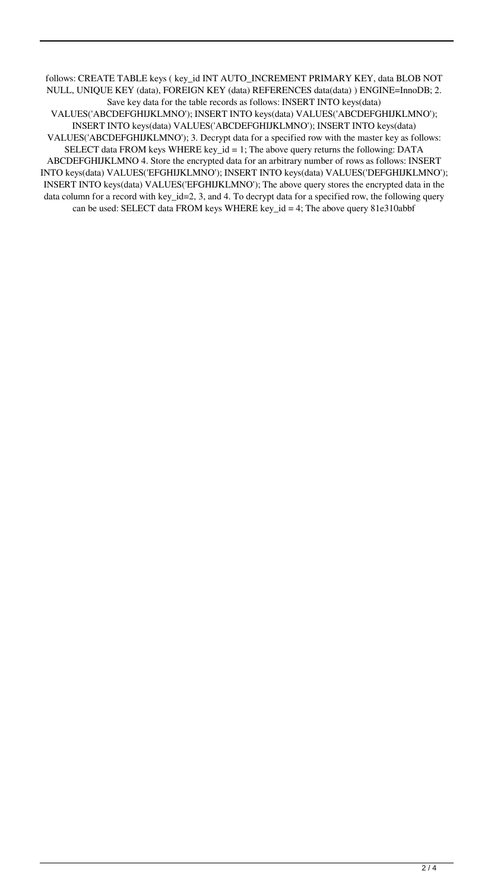follows: CREATE TABLE keys ( key_id INT AUTO_INCREMENT PRIMARY KEY, data BLOB NOT NULL, UNIQUE KEY (data), FOREIGN KEY (data) REFERENCES data(data) ) ENGINE=InnoDB; 2. Save key data for the table records as follows: INSERT INTO keys(data) VALUES('ABCDEFGHIJKLMNO'); INSERT INTO keys(data) VALUES('ABCDEFGHIJKLMNO'); INSERT INTO keys(data) VALUES('ABCDEFGHIJKLMNO'); INSERT INTO keys(data) VALUES('ABCDEFGHIJKLMNO'); 3. Decrypt data for a specified row with the master key as follows: SELECT data FROM keys WHERE key_id = 1; The above query returns the following: DATA ABCDEFGHIJKLMNO 4. Store the encrypted data for an arbitrary number of rows as follows: INSERT INTO keys(data) VALUES('EFGHIJKLMNO'); INSERT INTO keys(data) VALUES('DEFGHIJKLMNO'); INSERT INTO keys(data) VALUES('EFGHIJKLMNO'); The above query stores the encrypted data in the data column for a record with key_id=2, 3, and 4. To decrypt data for a specified row, the following query can be used: SELECT data FROM keys WHERE key_id = 4; The above query 81e310abbf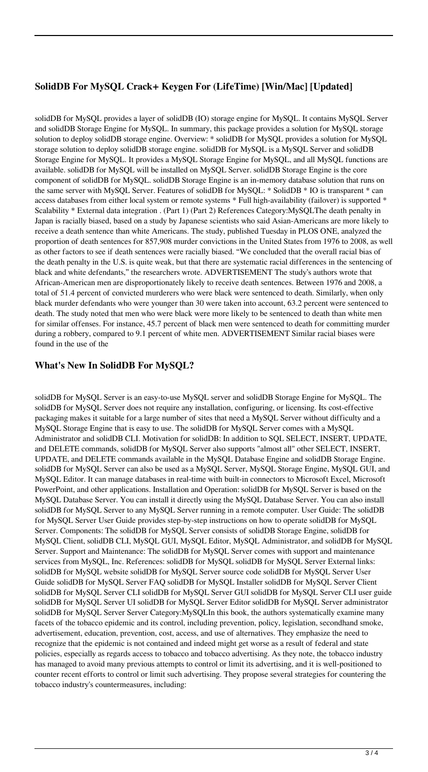## SolidDB For MySQL Crack+ Keygen For (LifeTime) [Win/Mac] [Updated]

solidDB for MySQL provides a layer of solidDB (IO) storage engine for MySQL. It contains MySQL Server and solidDB Storage Engine for MySQL. In summary, this package provides a solution for MySQL storage solution to deploy solidDB storage engine. Overview: * solidDB for MySQL provides a solution for MySQL storage solution to deploy solidDB storage engine. solidDB for MySQL is a MySQL Server and solidDB Storage Engine for MySQL. It provides a MySQL Storage Engine for MySQL, and all MySQL functions are available. solidDB for MySQL will be installed on MySQL Server. solidDB Storage Engine is the core component of solidDB for MySQL. solidDB Storage Engine is an in-memory database solution that runs on the same server with MySQL Server. Features of solidDB for MySQL: * SolidDB * IO is transparent * can access databases from either local system or remote systems * Full high-availability (failover) is supported * Scalability * External data integration . (Part 1) (Part 2) References Category:MySQLThe death penalty in Japan is racially biased, based on a study by Japanese scientists who said Asian-Americans are more likely to receive a death sentence than white Americans. The study, published Tuesday in PLOS ONE, analyzed the proportion of death sentences for 857,908 murder convictions in the United States from 1976 to 2008, as well as other factors to see if death sentences were racially biased. "We concluded that the overall racial bias of the death penalty in the U.S. is quite weak, but that there are systematic racial differences in the sentencing of black and white defendants," the researchers wrote. ADVERTISEMENT The study's authors wrote that African-American men are disproportionately likely to receive death sentences. Between 1976 and 2008, a total of 51.4 percent of convicted murderers who were black were sentenced to death. Similarly, when only black murder defendants who were younger than 30 were taken into account, 63.2 percent were sentenced to death. The study noted that men who were black were more likely to be sentenced to death than white men for similar offenses. For instance, 45.7 percent of black men were sentenced to death for committing murder during a robbery, compared to 9.1 percent of white men. ADVERTISEMENT Similar racial biases were found in the use of the

## What's New In SolidDB For MySQL?

solidDB for MySQL Server is an easy-to-use MySQL server and solidDB Storage Engine for MySQL. The solidDB for MySQL Server does not require any installation, configuring, or licensing. Its cost-effective packaging makes it suitable for a large number of sites that need a MySQL Server without difficulty and a MySQL Storage Engine that is easy to use. The solidDB for MySQL Server comes with a MySQL Administrator and solidDB CLI. Motivation for solidDB: In addition to SQL SELECT, INSERT, UPDATE, and DELETE commands, solidDB for MySQL Server also supports "almost all" other SELECT, INSERT, UPDATE, and DELETE commands available in the MySQL Database Engine and solidDB Storage Engine. solidDB for MySQL Server can also be used as a MySQL Server, MySQL Storage Engine, MySQL GUI, and MySQL Editor. It can manage databases in real-time with built-in connectors to Microsoft Excel, Microsoft PowerPoint, and other applications. Installation and Operation: solidDB for MySQL Server is based on the MySQL Database Server. You can install it directly using the MySQL Database Server. You can also install solidDB for MySQL Server to any MySQL Server running in a remote computer. User Guide: The solidDB for MySQL Server User Guide provides step-by-step instructions on how to operate solidDB for MySQL Server. Components: The solidDB for MySQL Server consists of solidDB Storage Engine, solidDB for MySQL Client, solidDB CLI, MySQL GUI, MySQL Editor, MySQL Administrator, and solidDB for MySQL Server. Support and Maintenance: The solidDB for MySQL Server comes with support and maintenance services from MySQL, Inc. References: solidDB for MySQL solidDB for MySQL Server External links: solidDB for MySQL website solidDB for MySQL Server source code solidDB for MySQL Server User Guide solidDB for MySQL Server FAQ solidDB for MySQL Installer solidDB for MySQL Server Client solidDB for MySQL Server CLI solidDB for MySQL Server GUI solidDB for MySQL Server CLI user guide solidDB for MySQL Server UI solidDB for MySQL Server Editor solidDB for MySQL Server administrator solidDB for MySQL Server Server Category:MySQLIn this book, the authors systematically examine many facets of the tobacco epidemic and its control, including prevention, policy, legislation, secondhand smoke, advertisement, education, prevention, cost, access, and use of alternatives. They emphasize the need to recognize that the epidemic is not contained and indeed might get worse as a result of federal and state policies, especially as regards access to tobacco and tobacco advertising. As they note, the tobacco industry has managed to avoid many previous attempts to control or limit its advertising, and it is well-positioned to counter recent efforts to control or limit such advertising. They propose several strategies for countering the tobacco industry's countermeasures, including: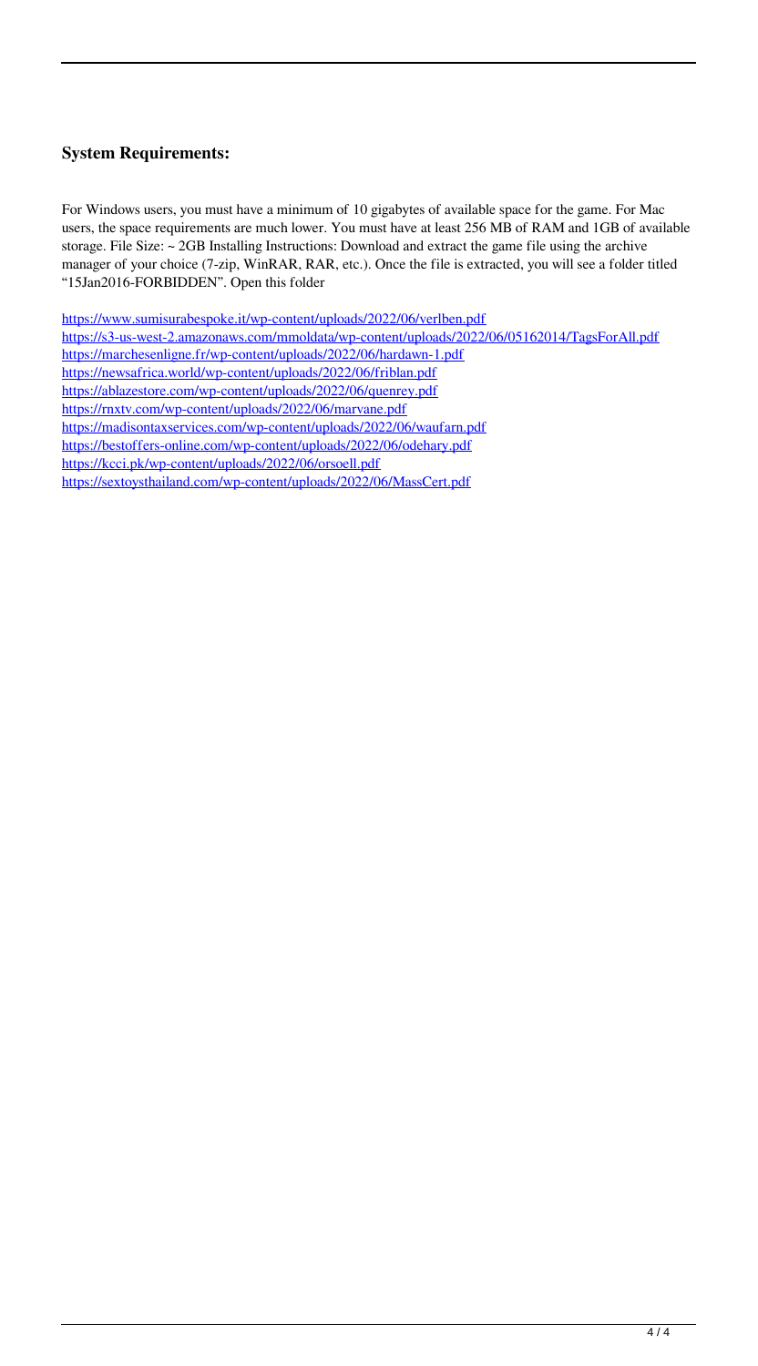### System Requirements:

For Windows users, you must have a minimum of 10 gigabytes of available space for the game. For Mac users, the space requirements are much lower. You must have at least 256 MB of RAM and 1GB of available storage. File Size: ~ 2GB Installing Instructions: Download and extract the game file using the archive manager of your choice (7-zip, WinRAR, RAR, etc.). Once the file is extracted, you will see a folder titled "15Jan2016-FORBIDDEN". Open this folder

https://www.sumisurabespoke.it/wp-content/uploads/2022/06/verlben.pdf
https://s3-us-west-2.amazonaws.com/mmoldata/wp-content/uploads/2022/06/05162014/TagsForAll.pdf
https://marchesenligne.fr/wp-content/uploads/2022/06/hardawn-1.pdf
https://newsafrica.world/wp-content/uploads/2022/06/friblan.pdf
https://ablazestore.com/wp-content/uploads/2022/06/quenrey.pdf
https://rnxtv.com/wp-content/uploads/2022/06/marvane.pdf
https://madisontaxservices.com/wp-content/uploads/2022/06/waufarn.pdf
https://bestoffers-online.com/wp-content/uploads/2022/06/odehary.pdf
https://kcci.pk/wp-content/uploads/2022/06/orsoell.pdf
https://sextoysthailand.com/wp-content/uploads/2022/06/MassCert.pdf